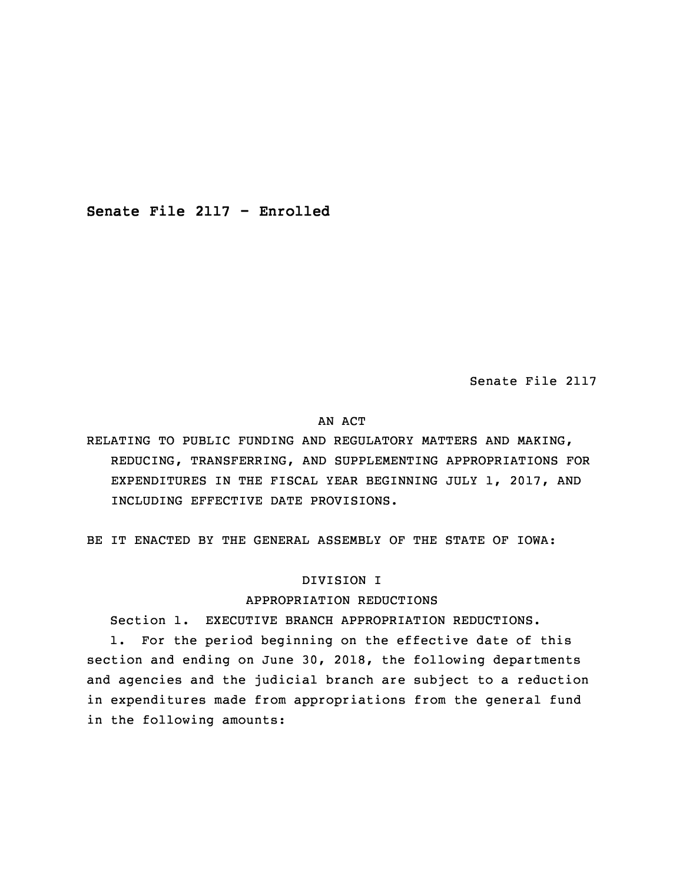**Senate File 2117 - Enrolled**

Senate File 2117

AN ACT

RELATING TO PUBLIC FUNDING AND REGULATORY MATTERS AND MAKING, REDUCING, TRANSFERRING, AND SUPPLEMENTING APPROPRIATIONS FOR EXPENDITURES IN THE FISCAL YEAR BEGINNING JULY 1, 2017, AND INCLUDING EFFECTIVE DATE PROVISIONS.

BE IT ENACTED BY THE GENERAL ASSEMBLY OF THE STATE OF IOWA:

DIVISION I

APPROPRIATION REDUCTIONS

Section 1. EXECUTIVE BRANCH APPROPRIATION REDUCTIONS.

1. For the period beginning on the effective date of this section and ending on June 30, 2018, the following departments and agencies and the judicial branch are subject to a reduction in expenditures made from appropriations from the general fund in the following amounts: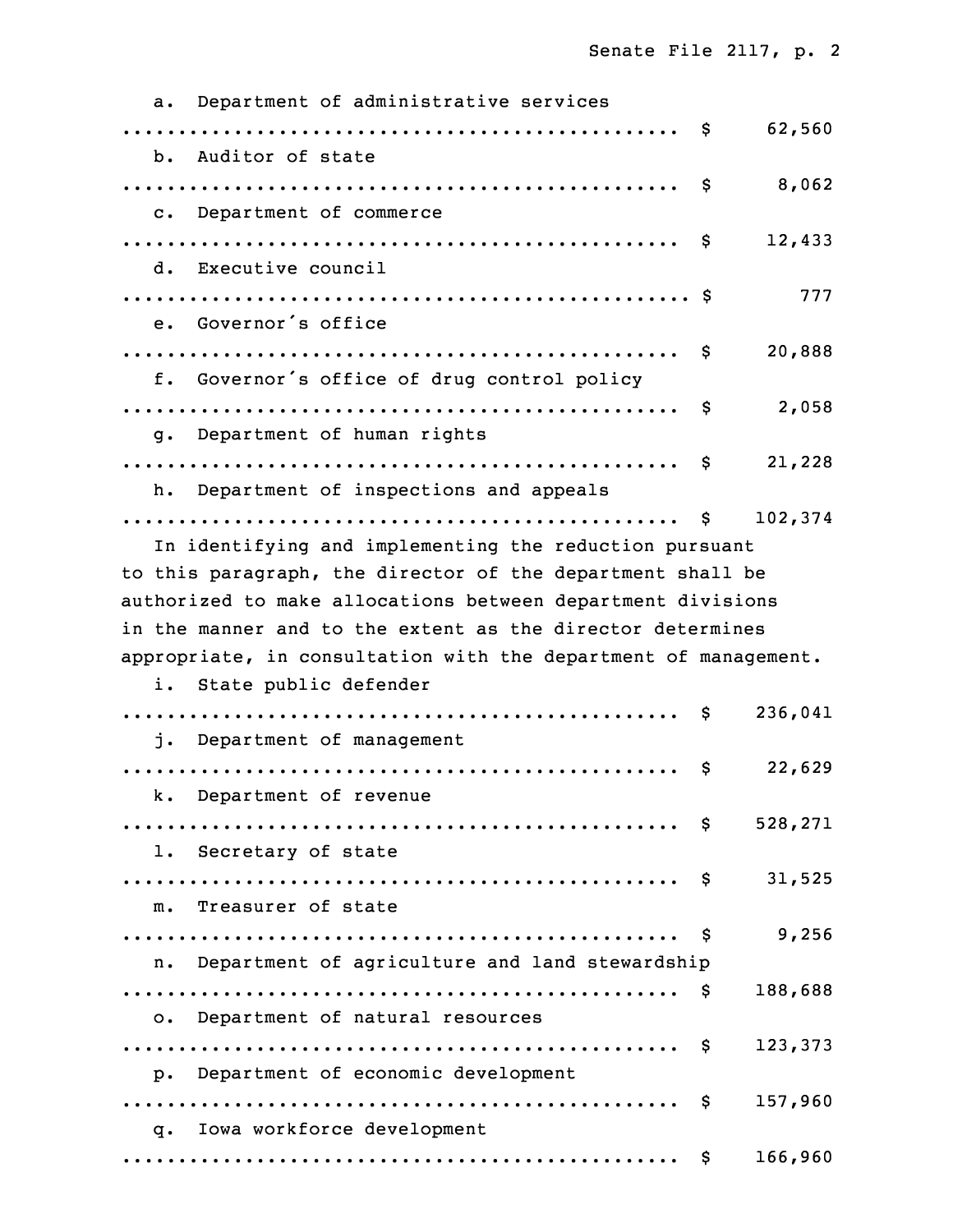a. Department of administrative services

.................................................. $ 62,560

b. Auditor of state

.................................................. $ 8,062

c. Department of commerce

.................................................. $ 12,433

d. Executive council

.................................................. $ 777

e. Governor's office

.................................................. $ 20,888

f. Governor's office of drug control policy

.................................................. $ 2,058

g. Department of human rights

.................................................. $ 21,228

h. Department of inspections and appeals

.................................................. $ 102,374

In identifying and implementing the reduction pursuant to this paragraph, the director of the department shall be authorized to make allocations between department divisions in the manner and to the extent as the director determines appropriate, in consultation with the department of management.

i. State public defender

.................................................. $ 236,041

j. Department of management

.................................................. $ 22,629

k. Department of revenue

.................................................. $ 528,271

l. Secretary of state

.................................................. $ 31,525

m. Treasurer of state

.................................................. $ 9,256

n. Department of agriculture and land stewardship

.................................................. $ 188,688

o. Department of natural resources

.................................................. $ 123,373

p. Department of economic development

.................................................. $ 157,960

q. Iowa workforce development

.................................................. $ 166,960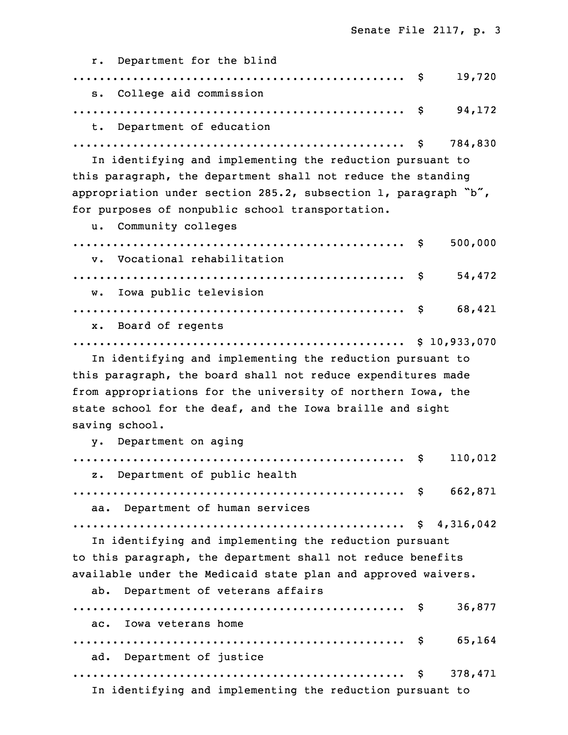r. Department for the blind

.................................................. $ 19,720

s. College aid commission

.................................................. $ 94,172

t. Department of education

.................................................. $ 784,830

In identifying and implementing the reduction pursuant to this paragraph, the department shall not reduce the standing appropriation under section 285.2, subsection 1, paragraph "b", for purposes of nonpublic school transportation.

u. Community colleges

.................................................. $ 500,000

v. Vocational rehabilitation

.................................................. $ 54,472

w. Iowa public television

.................................................. $ 68,421

x. Board of regents

.................................................. $ 10,933,070

In identifying and implementing the reduction pursuant to this paragraph, the board shall not reduce expenditures made from appropriations for the university of northern Iowa, the state school for the deaf, and the Iowa braille and sight saving school.

y. Department on aging

.................................................. $ 110,012

z. Department of public health

.................................................. $ 662,871

aa. Department of human services

.................................................. $ 4,316,042

In identifying and implementing the reduction pursuant to this paragraph, the department shall not reduce benefits available under the Medicaid state plan and approved waivers.

ab. Department of veterans affairs

.................................................. $ 36,877

ac. Iowa veterans home

.................................................. $ 65,164

ad. Department of justice

.................................................. $ 378,471

In identifying and implementing the reduction pursuant to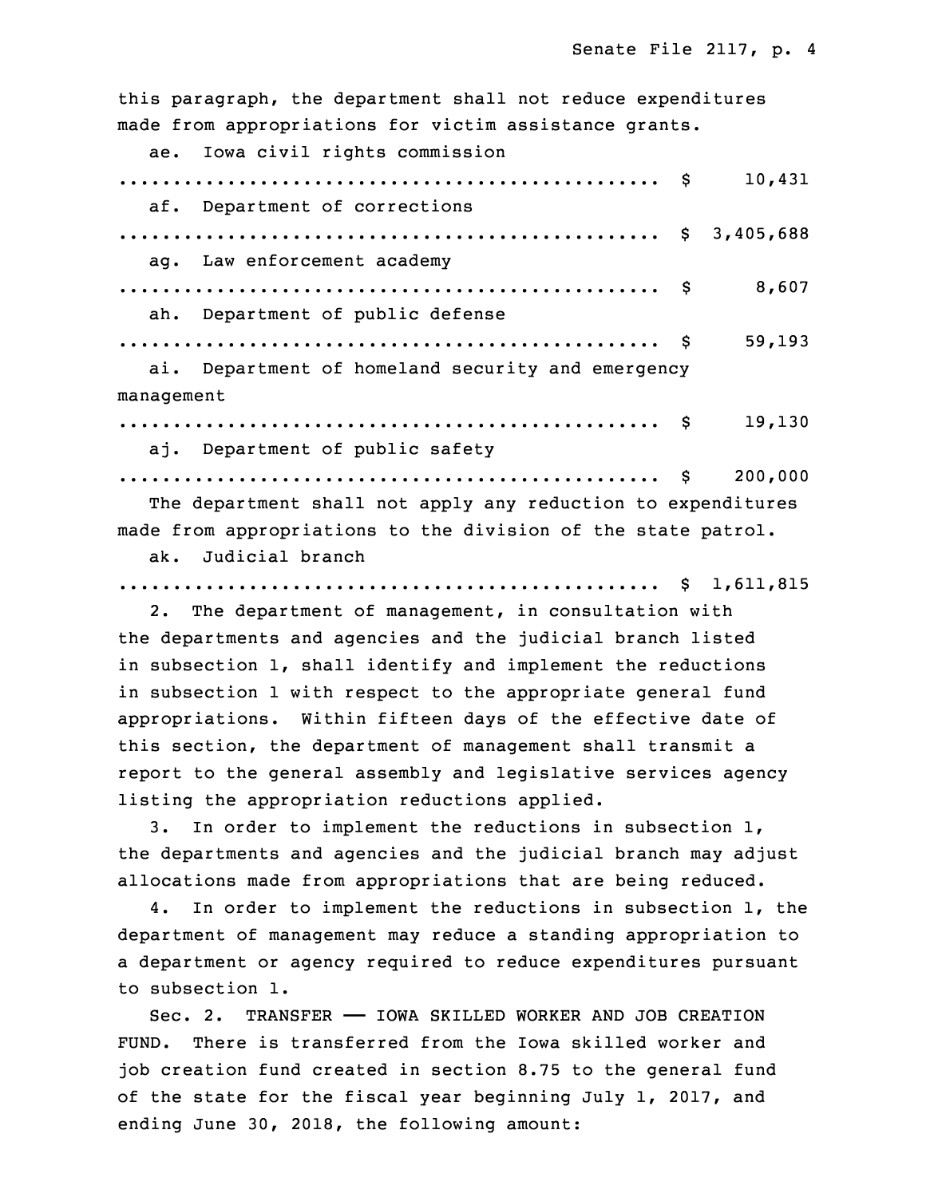this paragraph, the department shall not reduce expenditures made from appropriations for victim assistance grants.

ae. Iowa civil rights commission

.................................................. $ 10,431

af. Department of corrections

.................................................. $ 3,405,688

ag. Law enforcement academy

.................................................. $ 8,607

ah. Department of public defense

.................................................. $ 59,193

ai. Department of homeland security and emergency management

.................................................. $ 19,130

aj. Department of public safety

.................................................. $ 200,000

The department shall not apply any reduction to expenditures made from appropriations to the division of the state patrol.

ak. Judicial branch

.................................................. $ 1,611,815

2. The department of management, in consultation with the departments and agencies and the judicial branch listed in subsection 1, shall identify and implement the reductions in subsection 1 with respect to the appropriate general fund appropriations. Within fifteen days of the effective date of this section, the department of management shall transmit a report to the general assembly and legislative services agency listing the appropriation reductions applied.

3. In order to implement the reductions in subsection 1, the departments and agencies and the judicial branch may adjust allocations made from appropriations that are being reduced.

4. In order to implement the reductions in subsection 1, the department of management may reduce a standing appropriation to a department or agency required to reduce expenditures pursuant to subsection 1.

Sec. 2. TRANSFER —— IOWA SKILLED WORKER AND JOB CREATION FUND. There is transferred from the Iowa skilled worker and job creation fund created in section 8.75 to the general fund of the state for the fiscal year beginning July 1, 2017, and ending June 30, 2018, the following amount: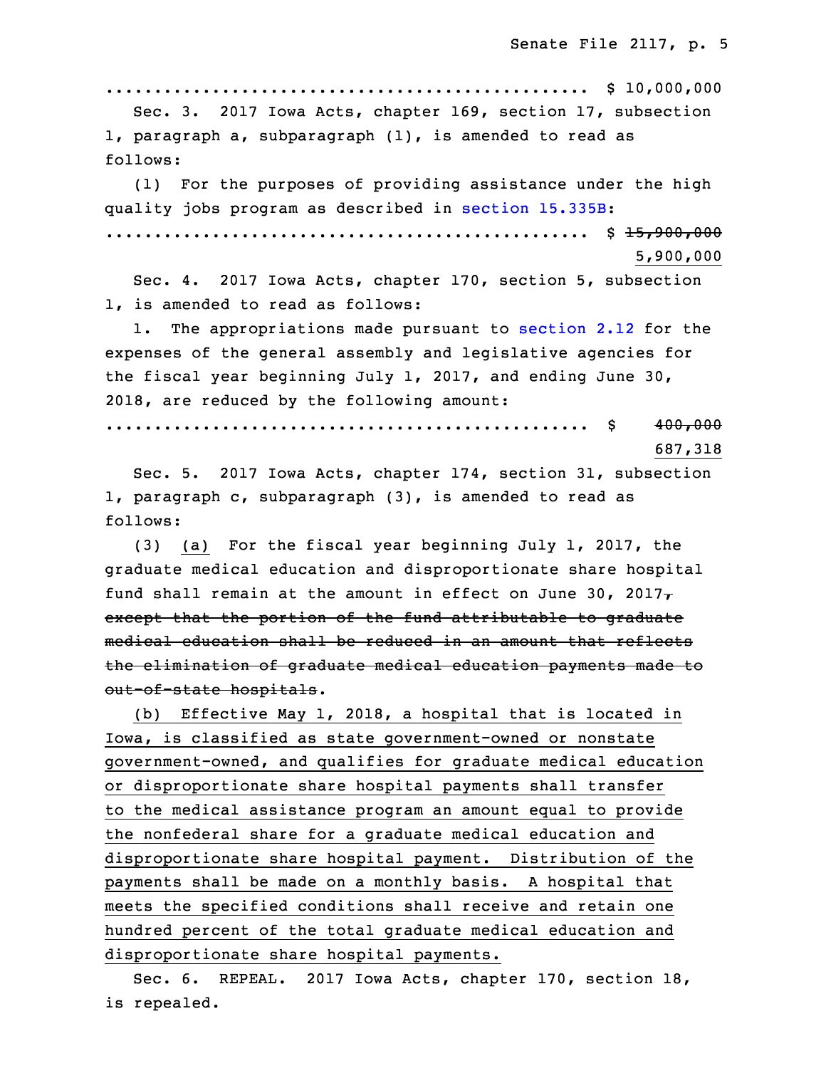.................................................. $ 10,000,000

Sec. 3. 2017 Iowa Acts, chapter 169, section 17, subsection 1, paragraph a, subparagraph (1), is amended to read as follows:

(1) For the purposes of providing assistance under the high quality jobs program as described in section 15.335B:

.................................................. $ ~~15,900,000~~ 5,900,000

Sec. 4. 2017 Iowa Acts, chapter 170, section 5, subsection 1, is amended to read as follows:

1. The appropriations made pursuant to section 2.12 for the expenses of the general assembly and legislative agencies for the fiscal year beginning July 1, 2017, and ending June 30, 2018, are reduced by the following amount:

.................................................. $ ~~400,000~~ 687,318

Sec. 5. 2017 Iowa Acts, chapter 174, section 31, subsection 1, paragraph c, subparagraph (3), is amended to read as follows:

(3) (a) For the fiscal year beginning July 1, 2017, the graduate medical education and disproportionate share hospital fund shall remain at the amount in effect on June 30, 2017~~, except that the portion of the fund attributable to graduate medical education shall be reduced in an amount that reflects the elimination of graduate medical education payments made to out-of-state hospitals~~.

(b) Effective May 1, 2018, a hospital that is located in Iowa, is classified as state government-owned or nonstate government-owned, and qualifies for graduate medical education or disproportionate share hospital payments shall transfer to the medical assistance program an amount equal to provide the nonfederal share for a graduate medical education and disproportionate share hospital payment. Distribution of the payments shall be made on a monthly basis. A hospital that meets the specified conditions shall receive and retain one hundred percent of the total graduate medical education and disproportionate share hospital payments.

Sec. 6. REPEAL. 2017 Iowa Acts, chapter 170, section 18, is repealed.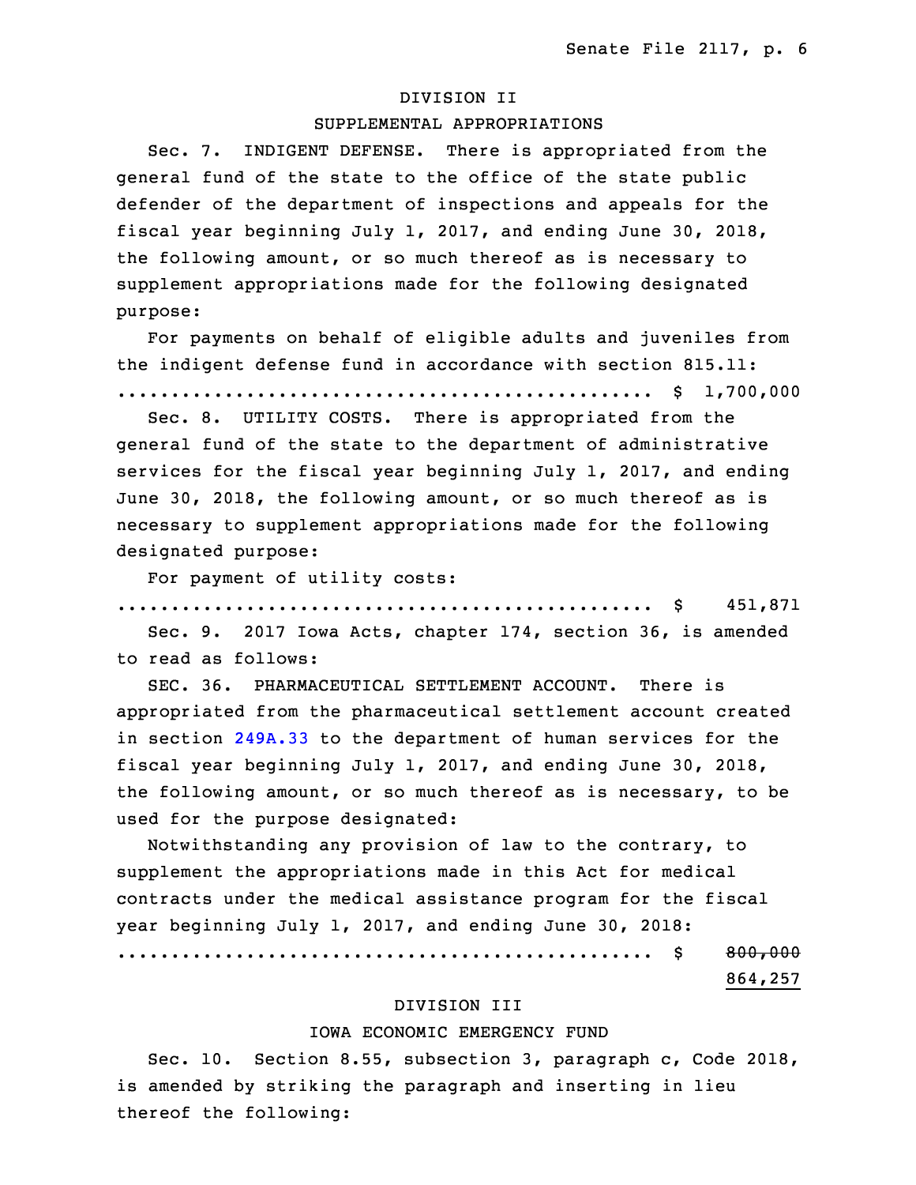DIVISION II

SUPPLEMENTAL APPROPRIATIONS

Sec. 7. INDIGENT DEFENSE. There is appropriated from the general fund of the state to the office of the state public defender of the department of inspections and appeals for the fiscal year beginning July 1, 2017, and ending June 30, 2018, the following amount, or so much thereof as is necessary to supplement appropriations made for the following designated purpose:

For payments on behalf of eligible adults and juveniles from the indigent defense fund in accordance with section 815.11:

.................................................. $ 1,700,000

Sec. 8. UTILITY COSTS. There is appropriated from the general fund of the state to the department of administrative services for the fiscal year beginning July 1, 2017, and ending June 30, 2018, the following amount, or so much thereof as is necessary to supplement appropriations made for the following designated purpose:

For payment of utility costs:

.................................................. $ 451,871

Sec. 9. 2017 Iowa Acts, chapter 174, section 36, is amended to read as follows:

SEC. 36. PHARMACEUTICAL SETTLEMENT ACCOUNT. There is appropriated from the pharmaceutical settlement account created in section 249A.33 to the department of human services for the fiscal year beginning July 1, 2017, and ending June 30, 2018, the following amount, or so much thereof as is necessary, to be used for the purpose designated:

Notwithstanding any provision of law to the contrary, to supplement the appropriations made in this Act for medical contracts under the medical assistance program for the fiscal year beginning July 1, 2017, and ending June 30, 2018:

.................................................. $ ~~800,000~~
864,257

DIVISION III

IOWA ECONOMIC EMERGENCY FUND

Sec. 10. Section 8.55, subsection 3, paragraph c, Code 2018, is amended by striking the paragraph and inserting in lieu thereof the following: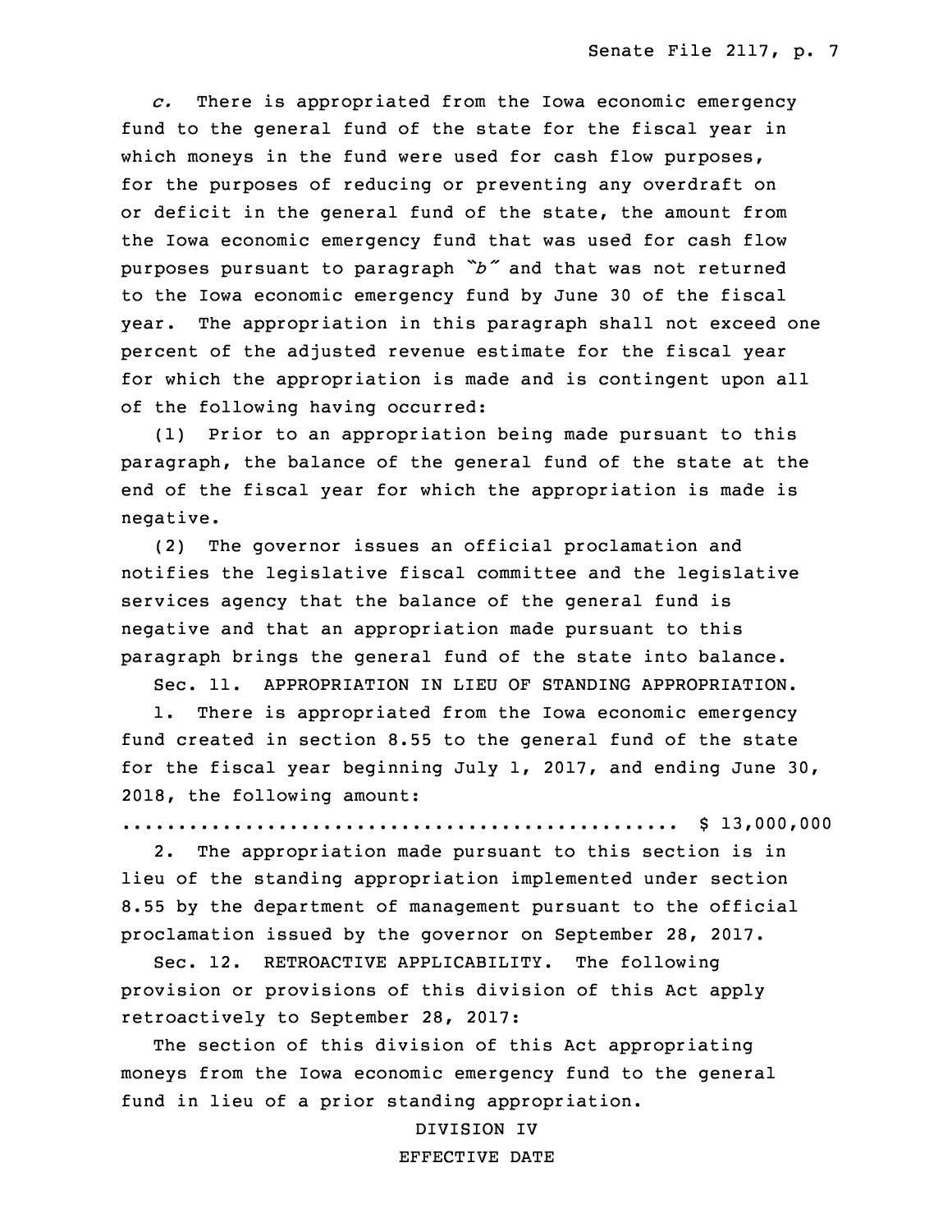*c.* There is appropriated from the Iowa economic emergency fund to the general fund of the state for the fiscal year in which moneys in the fund were used for cash flow purposes, for the purposes of reducing or preventing any overdraft on or deficit in the general fund of the state, the amount from the Iowa economic emergency fund that was used for cash flow purposes pursuant to paragraph *"b"* and that was not returned to the Iowa economic emergency fund by June 30 of the fiscal year. The appropriation in this paragraph shall not exceed one percent of the adjusted revenue estimate for the fiscal year for which the appropriation is made and is contingent upon all of the following having occurred:

(1) Prior to an appropriation being made pursuant to this paragraph, the balance of the general fund of the state at the end of the fiscal year for which the appropriation is made is negative.

(2) The governor issues an official proclamation and notifies the legislative fiscal committee and the legislative services agency that the balance of the general fund is negative and that an appropriation made pursuant to this paragraph brings the general fund of the state into balance.

Sec. 11. APPROPRIATION IN LIEU OF STANDING APPROPRIATION.

1. There is appropriated from the Iowa economic emergency fund created in section 8.55 to the general fund of the state for the fiscal year beginning July 1, 2017, and ending June 30, 2018, the following amount:

.................................................. $ 13,000,000

2. The appropriation made pursuant to this section is in lieu of the standing appropriation implemented under section 8.55 by the department of management pursuant to the official proclamation issued by the governor on September 28, 2017.

Sec. 12. RETROACTIVE APPLICABILITY. The following provision or provisions of this division of this Act apply retroactively to September 28, 2017:

The section of this division of this Act appropriating moneys from the Iowa economic emergency fund to the general fund in lieu of a prior standing appropriation.

DIVISION IV

EFFECTIVE DATE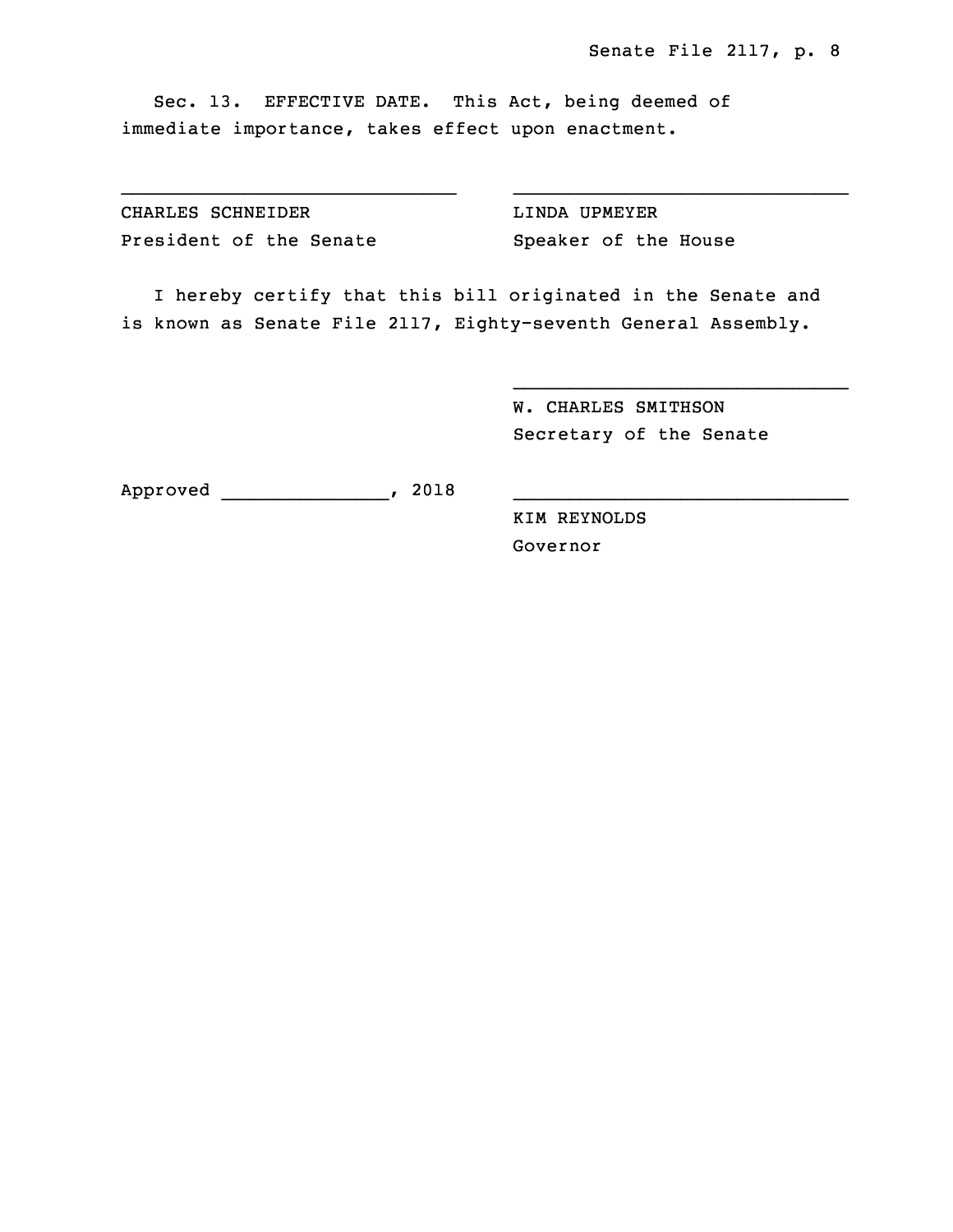Sec. 13. EFFECTIVE DATE. This Act, being deemed of immediate importance, takes effect upon enactment.

______________________________
CHARLES SCHNEIDER
President of the Senate

______________________________
LINDA UPMEYER
Speaker of the House

I hereby certify that this bill originated in the Senate and is known as Senate File 2117, Eighty-seventh General Assembly.

______________________________
W. CHARLES SMITHSON
Secretary of the Senate

Approved _______________, 2018

______________________________
KIM REYNOLDS
Governor